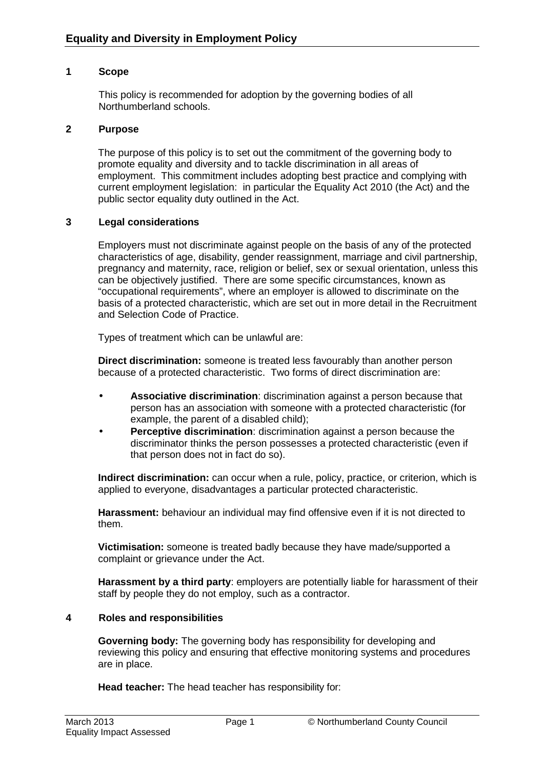# Equality and Diversity in Employment Policy

## 1 Scope

This policy is recommended for adoption by the governing bodies of all Northumberland schools.

## 2 Purpose

The purpose of this policy is to set out the commitment of the governing body to promote equality and diversity and to tackle discrimination in all areas of employment. This commitment includes adopting best practice and complying with current employment legislation: in particular the Equality Act 2010 (the Act) and the public sector equality duty outlined in the Act.

## 3 Legal considerations

Employers must not discriminate against people on the basis of any of the protected characteristics of age, disability, gender reassignment, marriage and civil partnership, pregnancy and maternity, race, religion or belief, sex or sexual orientation, unless this can be objectively justified. There are some specific circumstances, known as "occupational requirements", where an employer is allowed to discriminate on the basis of a protected characteristic, which are set out in more detail in the Recruitment and Selection Code of Practice.

Types of treatment which can be unlawful are:

**Direct discrimination:** someone is treated less favourably than another person because of a protected characteristic. Two forms of direct discrimination are:

- **Associative discrimination**: discrimination against a person because that person has an association with someone with a protected characteristic (for example, the parent of a disabled child);
- **Perceptive discrimination**: discrimination against a person because the discriminator thinks the person possesses a protected characteristic (even if that person does not in fact do so).

**Indirect discrimination:** can occur when a rule, policy, practice, or criterion, which is applied to everyone, disadvantages a particular protected characteristic.

**Harassment:** behaviour an individual may find offensive even if it is not directed to them.

**Victimisation:** someone is treated badly because they have made/supported a complaint or grievance under the Act.

**Harassment by a third party**: employers are potentially liable for harassment of their staff by people they do not employ, such as a contractor.

## 4 Roles and responsibilities

**Governing body:** The governing body has responsibility for developing and reviewing this policy and ensuring that effective monitoring systems and procedures are in place.

**Head teacher:** The head teacher has responsibility for: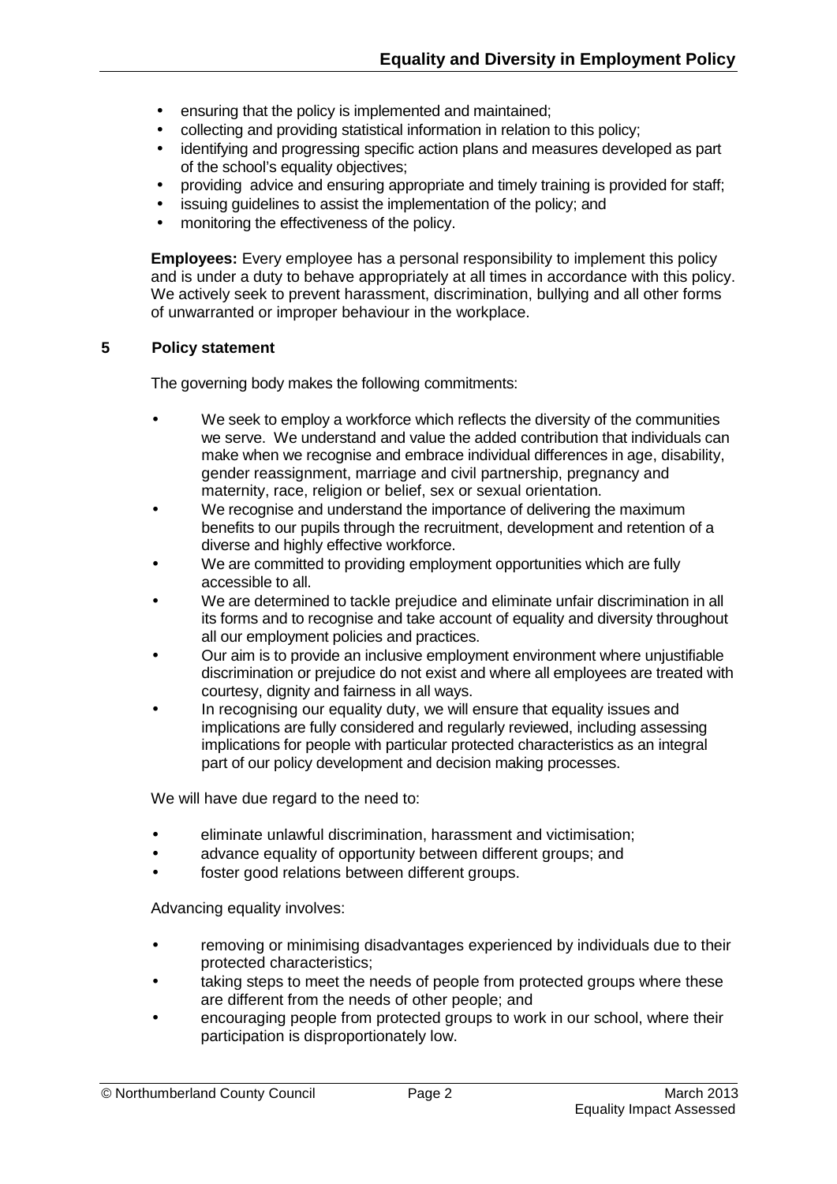- ensuring that the policy is implemented and maintained;
- collecting and providing statistical information in relation to this policy;
- identifying and progressing specific action plans and measures developed as part of the school's equality objectives;
- providing advice and ensuring appropriate and timely training is provided for staff;
- issuing guidelines to assist the implementation of the policy; and
- monitoring the effectiveness of the policy.

**Employees:** Every employee has a personal responsibility to implement this policy and is under a duty to behave appropriately at all times in accordance with this policy. We actively seek to prevent harassment, discrimination, bullying and all other forms of unwarranted or improper behaviour in the workplace.

## 5 Policy statement

The governing body makes the following commitments:

- We seek to employ a workforce which reflects the diversity of the communities we serve. We understand and value the added contribution that individuals can make when we recognise and embrace individual differences in age, disability, gender reassignment, marriage and civil partnership, pregnancy and maternity, race, religion or belief, sex or sexual orientation.
- We recognise and understand the importance of delivering the maximum benefits to our pupils through the recruitment, development and retention of a diverse and highly effective workforce.
- We are committed to providing employment opportunities which are fully accessible to all.
- We are determined to tackle prejudice and eliminate unfair discrimination in all its forms and to recognise and take account of equality and diversity throughout all our employment policies and practices.
- Our aim is to provide an inclusive employment environment where unjustifiable discrimination or prejudice do not exist and where all employees are treated with courtesy, dignity and fairness in all ways.
- In recognising our equality duty, we will ensure that equality issues and implications are fully considered and regularly reviewed, including assessing implications for people with particular protected characteristics as an integral part of our policy development and decision making processes.

We will have due regard to the need to:

- eliminate unlawful discrimination, harassment and victimisation;
- advance equality of opportunity between different groups; and
- foster good relations between different groups.

Advancing equality involves:

- removing or minimising disadvantages experienced by individuals due to their protected characteristics;
- taking steps to meet the needs of people from protected groups where these are different from the needs of other people; and
- encouraging people from protected groups to work in our school, where their participation is disproportionately low.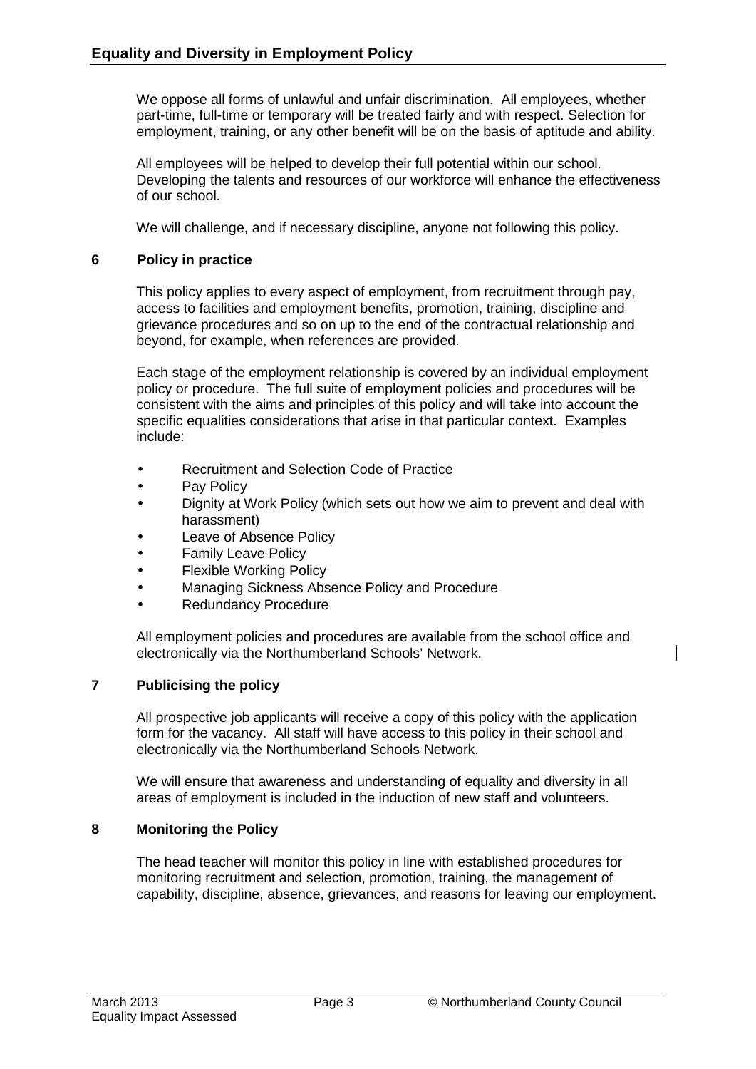We oppose all forms of unlawful and unfair discrimination. All employees, whether part-time, full-time or temporary will be treated fairly and with respect. Selection for employment, training, or any other benefit will be on the basis of aptitude and ability.

All employees will be helped to develop their full potential within our school. Developing the talents and resources of our workforce will enhance the effectiveness of our school.

We will challenge, and if necessary discipline, anyone not following this policy.

## 6 Policy in practice

This policy applies to every aspect of employment, from recruitment through pay, access to facilities and employment benefits, promotion, training, discipline and grievance procedures and so on up to the end of the contractual relationship and beyond, for example, when references are provided.

Each stage of the employment relationship is covered by an individual employment policy or procedure. The full suite of employment policies and procedures will be consistent with the aims and principles of this policy and will take into account the specific equalities considerations that arise in that particular context. Examples include:

- Recruitment and Selection Code of Practice
- Pay Policy
- Dignity at Work Policy (which sets out how we aim to prevent and deal with harassment)
- Leave of Absence Policy
- Family Leave Policy
- Flexible Working Policy
- Managing Sickness Absence Policy and Procedure
- Redundancy Procedure

All employment policies and procedures are available from the school office and electronically via the Northumberland Schools' Network.

## 7 Publicising the policy

All prospective job applicants will receive a copy of this policy with the application form for the vacancy. All staff will have access to this policy in their school and electronically via the Northumberland Schools Network.

We will ensure that awareness and understanding of equality and diversity in all areas of employment is included in the induction of new staff and volunteers.

## 8 Monitoring the Policy

The head teacher will monitor this policy in line with established procedures for monitoring recruitment and selection, promotion, training, the management of capability, discipline, absence, grievances, and reasons for leaving our employment.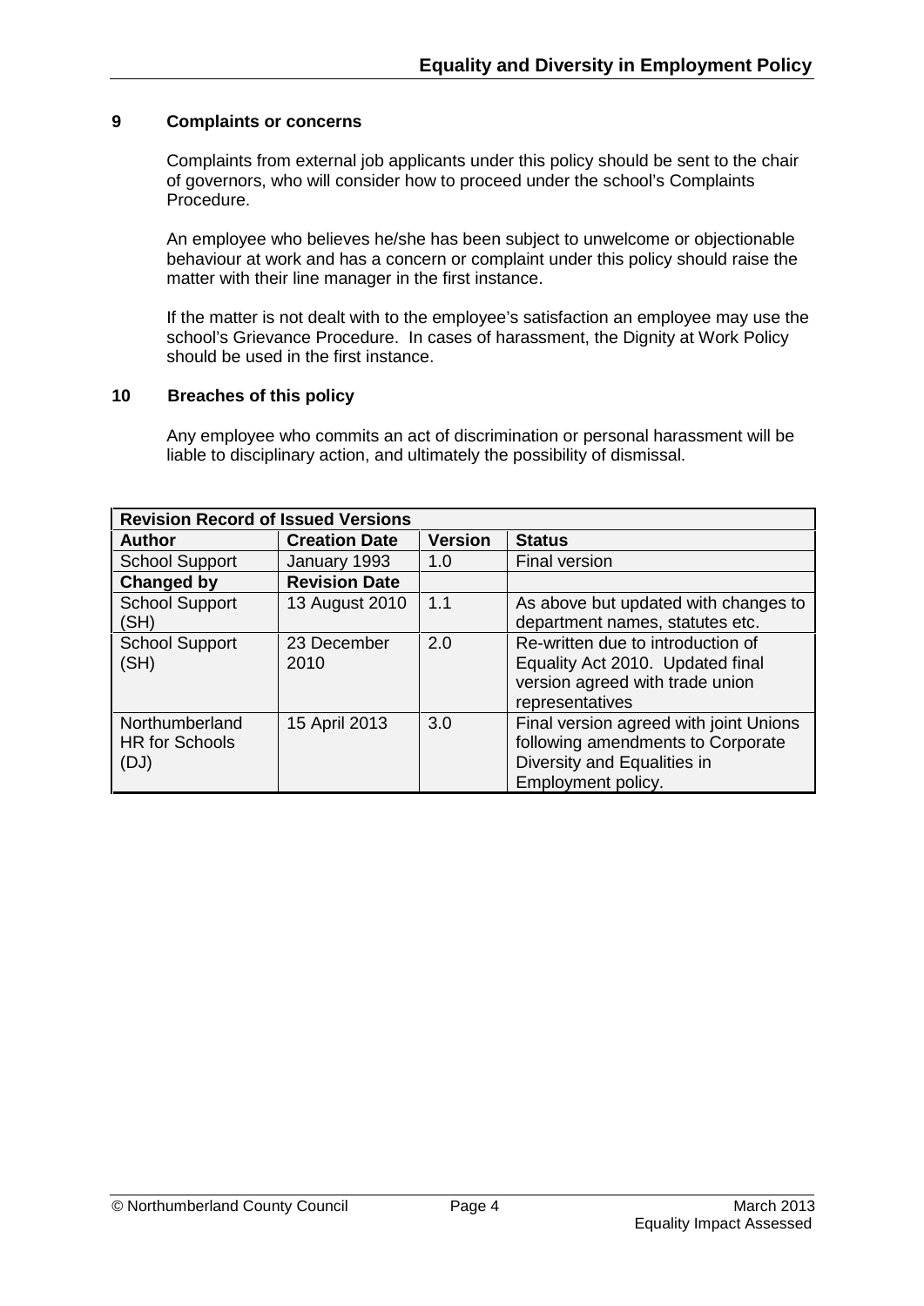## 9 Complaints or concerns

Complaints from external job applicants under this policy should be sent to the chair of governors, who will consider how to proceed under the school's Complaints Procedure.

An employee who believes he/she has been subject to unwelcome or objectionable behaviour at work and has a concern or complaint under this policy should raise the matter with their line manager in the first instance.

If the matter is not dealt with to the employee's satisfaction an employee may use the school's Grievance Procedure. In cases of harassment, the Dignity at Work Policy should be used in the first instance.

## 10 Breaches of this policy

Any employee who commits an act of discrimination or personal harassment will be liable to disciplinary action, and ultimately the possibility of dismissal.

| **Revision Record of Issued Versions** | | | |
|---|---|---|---|
| **Author** | **Creation Date** | **Version** | **Status** |
| School Support | January 1993 | 1.0 | Final version |
| **Changed by** | **Revision Date** | | |
| School Support (SH) | 13 August 2010 | 1.1 | As above but updated with changes to department names, statutes etc. |
| School Support (SH) | 23 December 2010 | 2.0 | Re-written due to introduction of Equality Act 2010. Updated final version agreed with trade union representatives |
| Northumberland HR for Schools (DJ) | 15 April 2013 | 3.0 | Final version agreed with joint Unions following amendments to Corporate Diversity and Equalities in Employment policy. |

Equality Impact Assessed